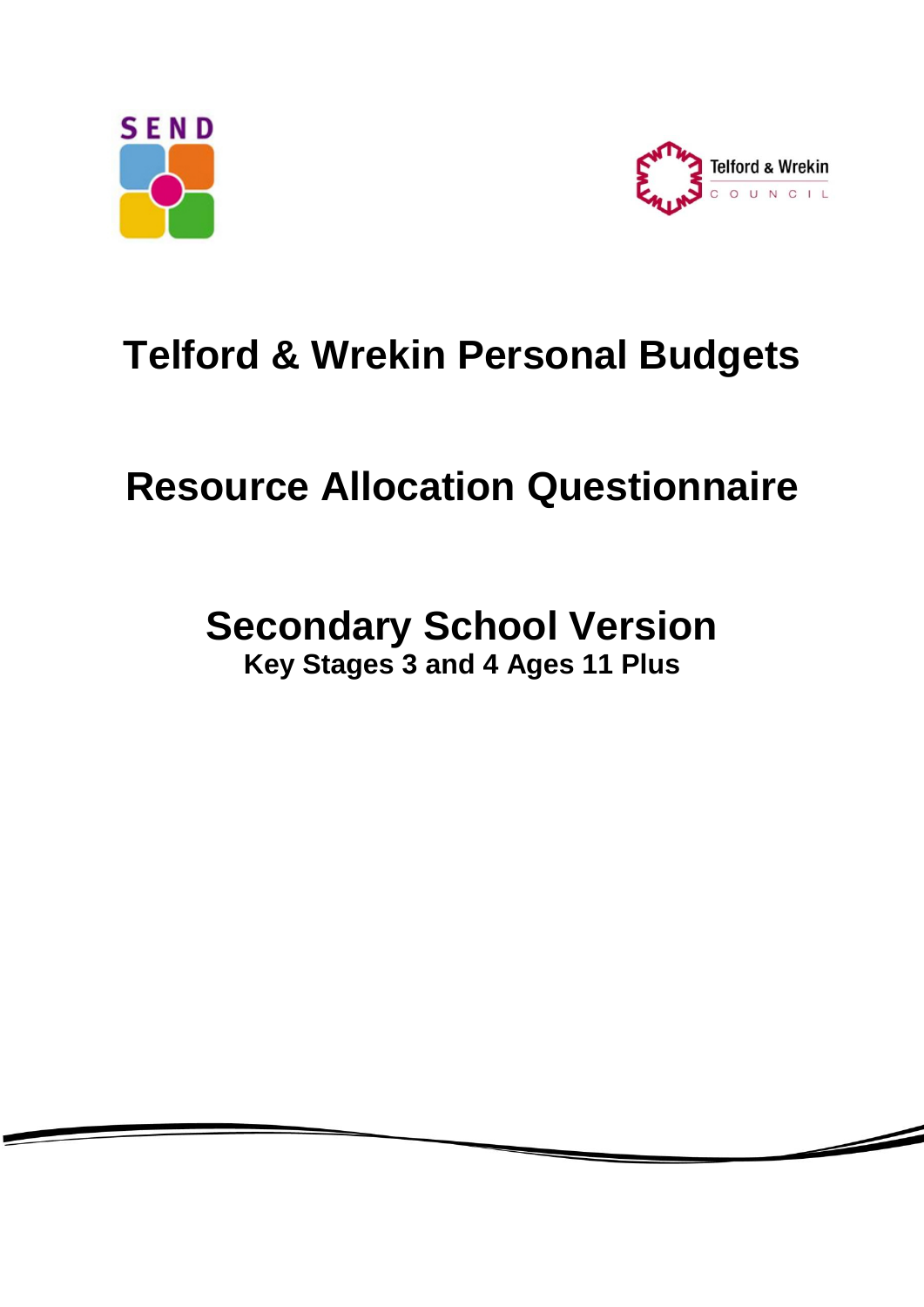# Telford & Wrekin Personal Budgets

# Resource Allocation Questionnaire

## Secondary School Version

**Key Stages 3 and 4 Ages 11 Plus**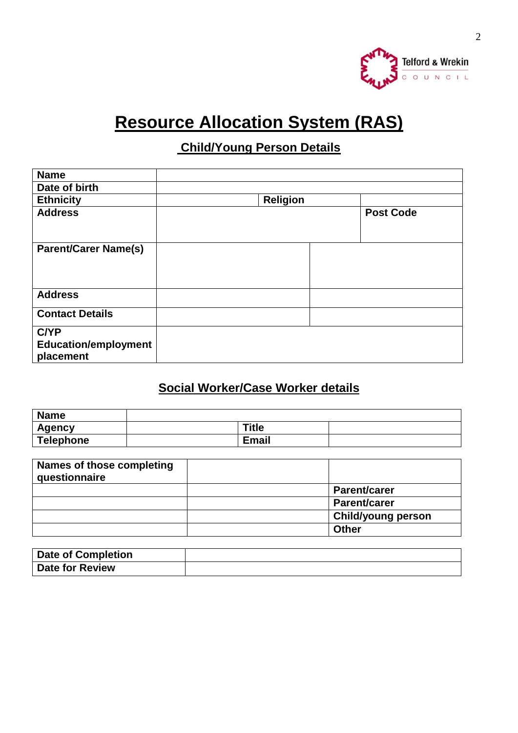# Resource Allocation System (RAS)

## Child/Young Person Details

| Name | | | |
|---|---|---|---|
| Date of birth | | | |
| Ethnicity | | Religion | |
| Address | | | Post Code |
| Parent/Carer Name(s) | | | |
| Address | | | |
| Contact Details | | | |
| C/YP Education/employment placement | | | |

## Social Worker/Case Worker details

| Name | | | |
|---|---|---|---|
| Agency | | Title | |
| Telephone | | Email | |

| Names of those completing questionnaire | | |
|---|---|---|
| | | Parent/carer |
| | | Parent/carer |
| | | Child/young person |
| | | Other |

| Date of Completion | |
|---|---|
| Date for Review | |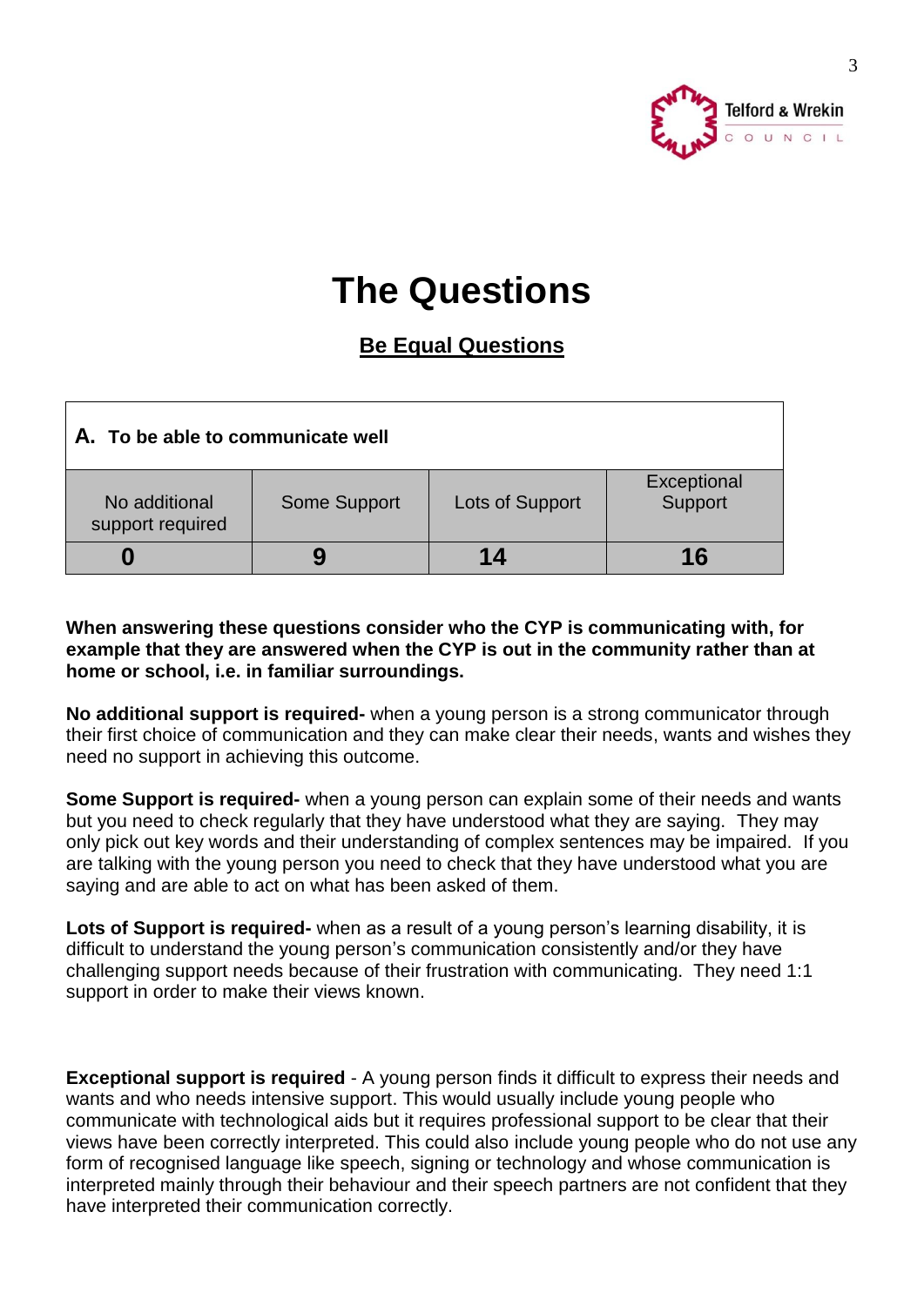# The Questions

## Be Equal Questions

| A. To be able to communicate well | | | |
|---|---|---|---|
| No additional support required | Some Support | Lots of Support | Exceptional Support |
| **0** | **9** | **14** | **16** |

**When answering these questions consider who the CYP is communicating with, for example that they are answered when the CYP is out in the community rather than at home or school, i.e. in familiar surroundings.**

**No additional support is required-** when a young person is a strong communicator through their first choice of communication and they can make clear their needs, wants and wishes they need no support in achieving this outcome.

**Some Support is required-** when a young person can explain some of their needs and wants but you need to check regularly that they have understood what they are saying. They may only pick out key words and their understanding of complex sentences may be impaired. If you are talking with the young person you need to check that they have understood what you are saying and are able to act on what has been asked of them.

**Lots of Support is required-** when as a result of a young person's learning disability, it is difficult to understand the young person's communication consistently and/or they have challenging support needs because of their frustration with communicating. They need 1:1 support in order to make their views known.

**Exceptional support is required** - A young person finds it difficult to express their needs and wants and who needs intensive support. This would usually include young people who communicate with technological aids but it requires professional support to be clear that their views have been correctly interpreted. This could also include young people who do not use any form of recognised language like speech, signing or technology and whose communication is interpreted mainly through their behaviour and their speech partners are not confident that they have interpreted their communication correctly.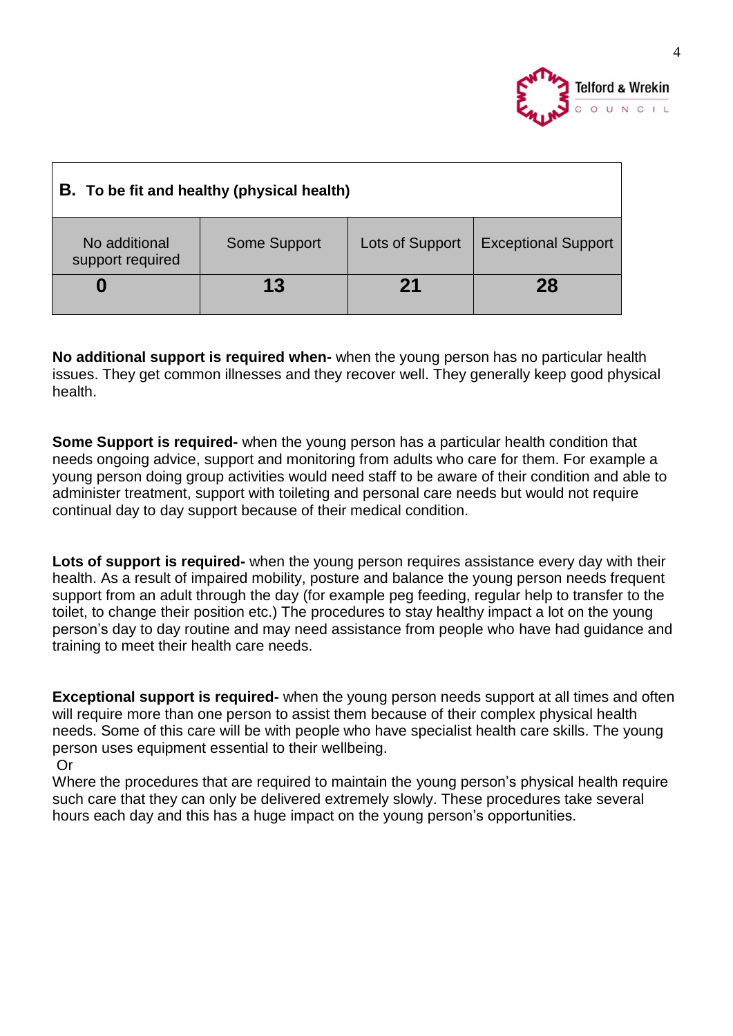| **B. To be fit and healthy (physical health)** | | | |
|---|---|---|---|
| No additional support required | Some Support | Lots of Support | Exceptional Support |
| **0** | **13** | **21** | **28** |

**No additional support is required when-** when the young person has no particular health issues. They get common illnesses and they recover well. They generally keep good physical health.

**Some Support is required-** when the young person has a particular health condition that needs ongoing advice, support and monitoring from adults who care for them. For example a young person doing group activities would need staff to be aware of their condition and able to administer treatment, support with toileting and personal care needs but would not require continual day to day support because of their medical condition.

**Lots of support is required-** when the young person requires assistance every day with their health. As a result of impaired mobility, posture and balance the young person needs frequent support from an adult through the day (for example peg feeding, regular help to transfer to the toilet, to change their position etc.) The procedures to stay healthy impact a lot on the young person's day to day routine and may need assistance from people who have had guidance and training to meet their health care needs.

**Exceptional support is required-** when the young person needs support at all times and often will require more than one person to assist them because of their complex physical health needs. Some of this care will be with people who have specialist health care skills. The young person uses equipment essential to their wellbeing.

Or

Where the procedures that are required to maintain the young person's physical health require such care that they can only be delivered extremely slowly. These procedures take several hours each day and this has a huge impact on the young person's opportunities.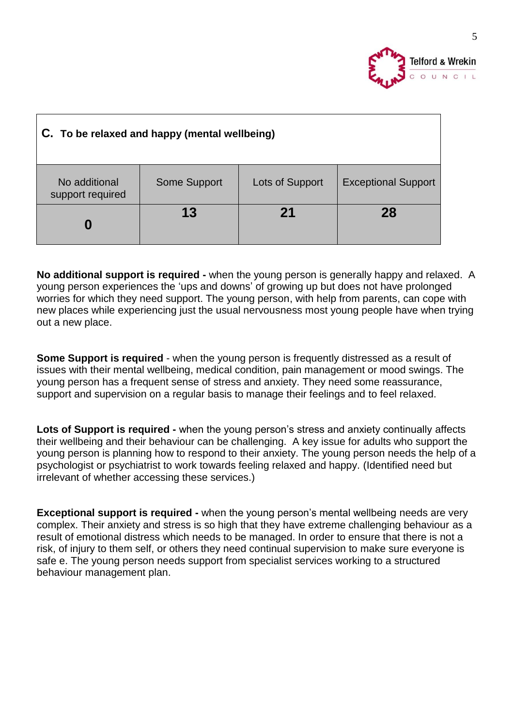| C. To be relaxed and happy (mental wellbeing) | | | |
|---|---|---|---|
| No additional support required | Some Support | Lots of Support | Exceptional Support |
| **0** | **13** | **21** | **28** |

**No additional support is required -** when the young person is generally happy and relaxed. A young person experiences the 'ups and downs' of growing up but does not have prolonged worries for which they need support. The young person, with help from parents, can cope with new places while experiencing just the usual nervousness most young people have when trying out a new place.

**Some Support is required** - when the young person is frequently distressed as a result of issues with their mental wellbeing, medical condition, pain management or mood swings. The young person has a frequent sense of stress and anxiety. They need some reassurance, support and supervision on a regular basis to manage their feelings and to feel relaxed.

**Lots of Support is required -** when the young person's stress and anxiety continually affects their wellbeing and their behaviour can be challenging. A key issue for adults who support the young person is planning how to respond to their anxiety. The young person needs the help of a psychologist or psychiatrist to work towards feeling relaxed and happy. (Identified need but irrelevant of whether accessing these services.)

**Exceptional support is required -** when the young person's mental wellbeing needs are very complex. Their anxiety and stress is so high that they have extreme challenging behaviour as a result of emotional distress which needs to be managed. In order to ensure that there is not a risk, of injury to them self, or others they need continual supervision to make sure everyone is safe e. The young person needs support from specialist services working to a structured behaviour management plan.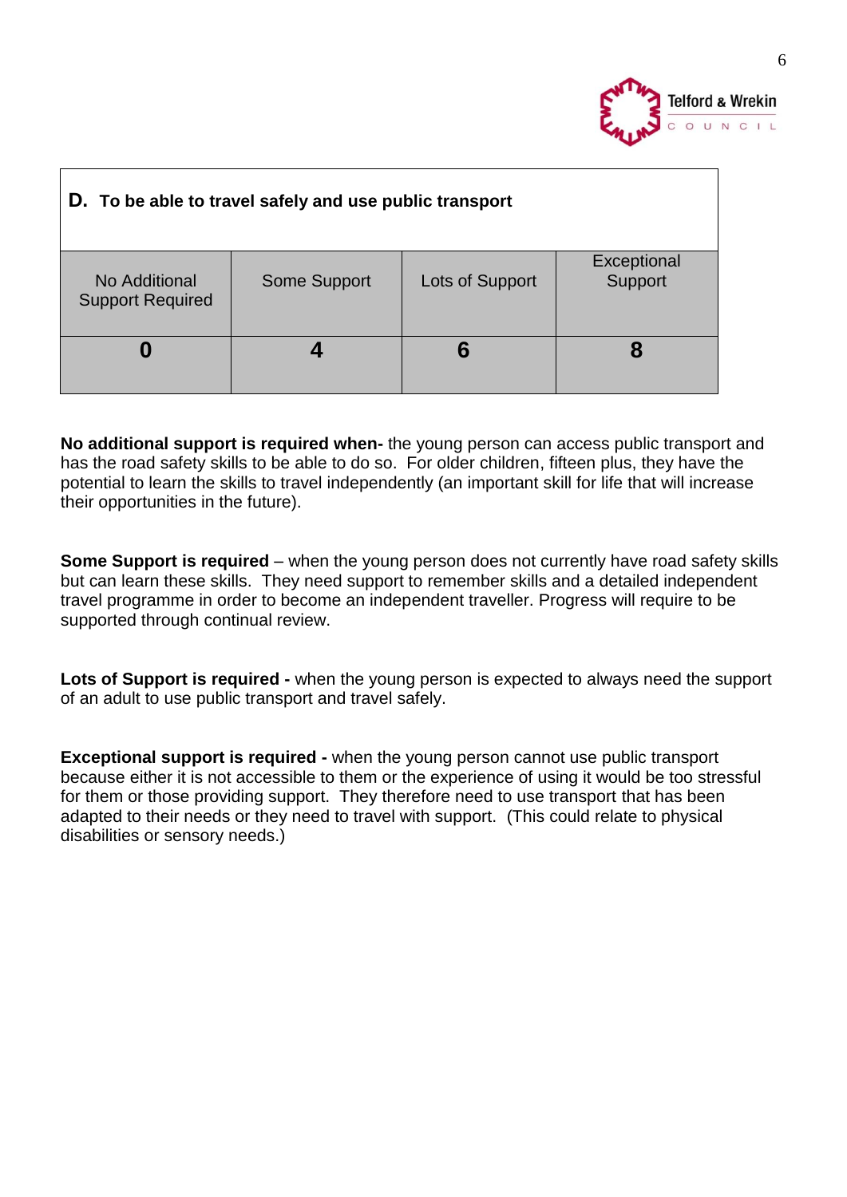| **D. To be able to travel safely and use public transport** | | | |
|---|---|---|---|
| No Additional Support Required | Some Support | Lots of Support | Exceptional Support |
| **0** | **4** | **6** | **8** |

**No additional support is required when-** the young person can access public transport and has the road safety skills to be able to do so. For older children, fifteen plus, they have the potential to learn the skills to travel independently (an important skill for life that will increase their opportunities in the future).

**Some Support is required** – when the young person does not currently have road safety skills but can learn these skills. They need support to remember skills and a detailed independent travel programme in order to become an independent traveller. Progress will require to be supported through continual review.

**Lots of Support is required -** when the young person is expected to always need the support of an adult to use public transport and travel safely.

**Exceptional support is required -** when the young person cannot use public transport because either it is not accessible to them or the experience of using it would be too stressful for them or those providing support. They therefore need to use transport that has been adapted to their needs or they need to travel with support. (This could relate to physical disabilities or sensory needs.)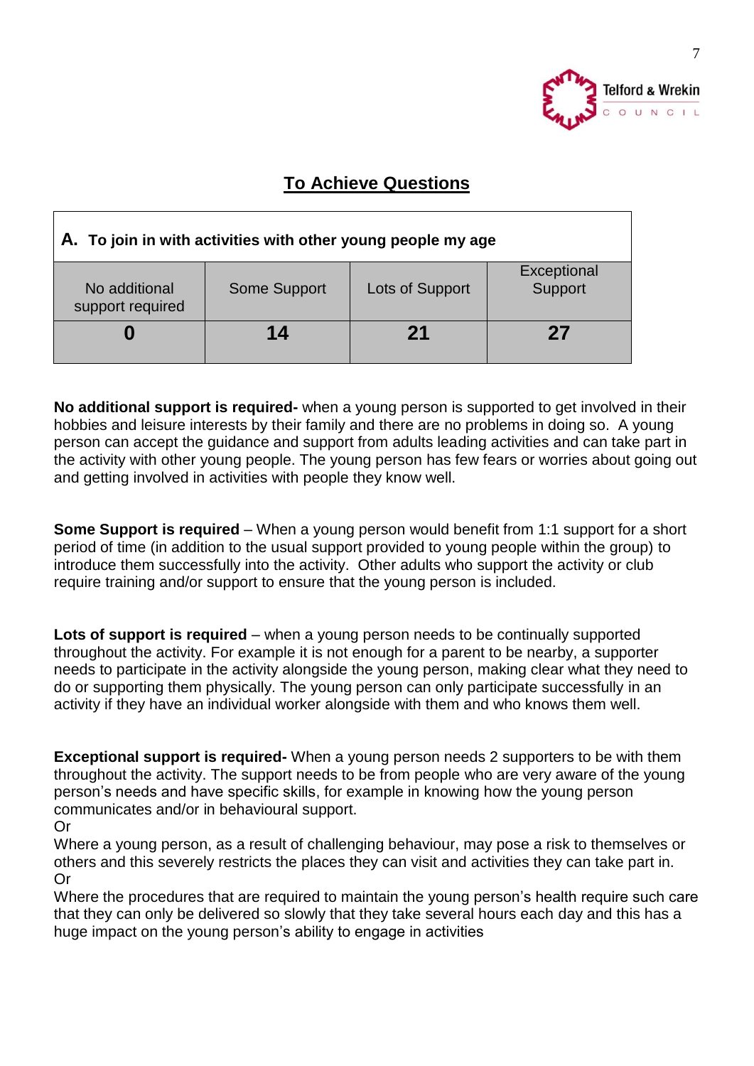## To Achieve Questions

| A. To join in with activities with other young people my age | | | |
|---|---|---|---|
| No additional support required | Some Support | Lots of Support | Exceptional Support |
| **0** | **14** | **21** | **27** |

**No additional support is required-** when a young person is supported to get involved in their hobbies and leisure interests by their family and there are no problems in doing so. A young person can accept the guidance and support from adults leading activities and can take part in the activity with other young people. The young person has few fears or worries about going out and getting involved in activities with people they know well.

**Some Support is required** – When a young person would benefit from 1:1 support for a short period of time (in addition to the usual support provided to young people within the group) to introduce them successfully into the activity. Other adults who support the activity or club require training and/or support to ensure that the young person is included.

**Lots of support is required** – when a young person needs to be continually supported throughout the activity. For example it is not enough for a parent to be nearby, a supporter needs to participate in the activity alongside the young person, making clear what they need to do or supporting them physically. The young person can only participate successfully in an activity if they have an individual worker alongside with them and who knows them well.

**Exceptional support is required-** When a young person needs 2 supporters to be with them throughout the activity. The support needs to be from people who are very aware of the young person's needs and have specific skills, for example in knowing how the young person communicates and/or in behavioural support.
Or
Where a young person, as a result of challenging behaviour, may pose a risk to themselves or others and this severely restricts the places they can visit and activities they can take part in.
Or
Where the procedures that are required to maintain the young person's health require such care that they can only be delivered so slowly that they take several hours each day and this has a huge impact on the young person's ability to engage in activities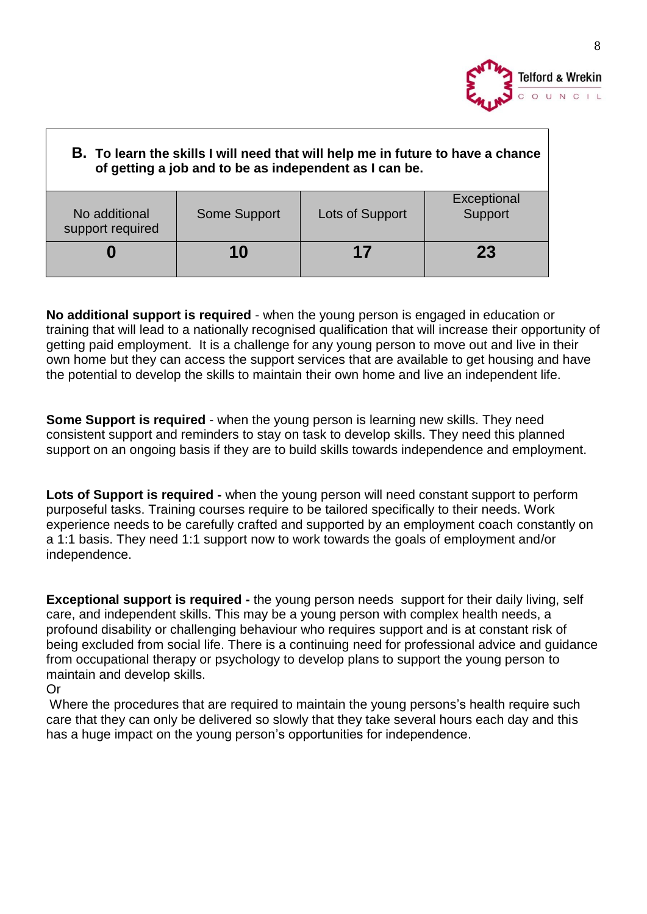| **B. To learn the skills I will need that will help me in future to have a chance of getting a job and to be as independent as I can be.** | | | |
|---|---|---|---|
| No additional support required | Some Support | Lots of Support | Exceptional Support |
| **0** | **10** | **17** | **23** |

**No additional support is required** - when the young person is engaged in education or training that will lead to a nationally recognised qualification that will increase their opportunity of getting paid employment. It is a challenge for any young person to move out and live in their own home but they can access the support services that are available to get housing and have the potential to develop the skills to maintain their own home and live an independent life.

**Some Support is required** - when the young person is learning new skills. They need consistent support and reminders to stay on task to develop skills. They need this planned support on an ongoing basis if they are to build skills towards independence and employment.

**Lots of Support is required -** when the young person will need constant support to perform purposeful tasks. Training courses require to be tailored specifically to their needs. Work experience needs to be carefully crafted and supported by an employment coach constantly on a 1:1 basis. They need 1:1 support now to work towards the goals of employment and/or independence.

**Exceptional support is required -** the young person needs support for their daily living, self care, and independent skills. This may be a young person with complex health needs, a profound disability or challenging behaviour who requires support and is at constant risk of being excluded from social life. There is a continuing need for professional advice and guidance from occupational therapy or psychology to develop plans to support the young person to maintain and develop skills.
Or
Where the procedures that are required to maintain the young persons's health require such care that they can only be delivered so slowly that they take several hours each day and this has a huge impact on the young person's opportunities for independence.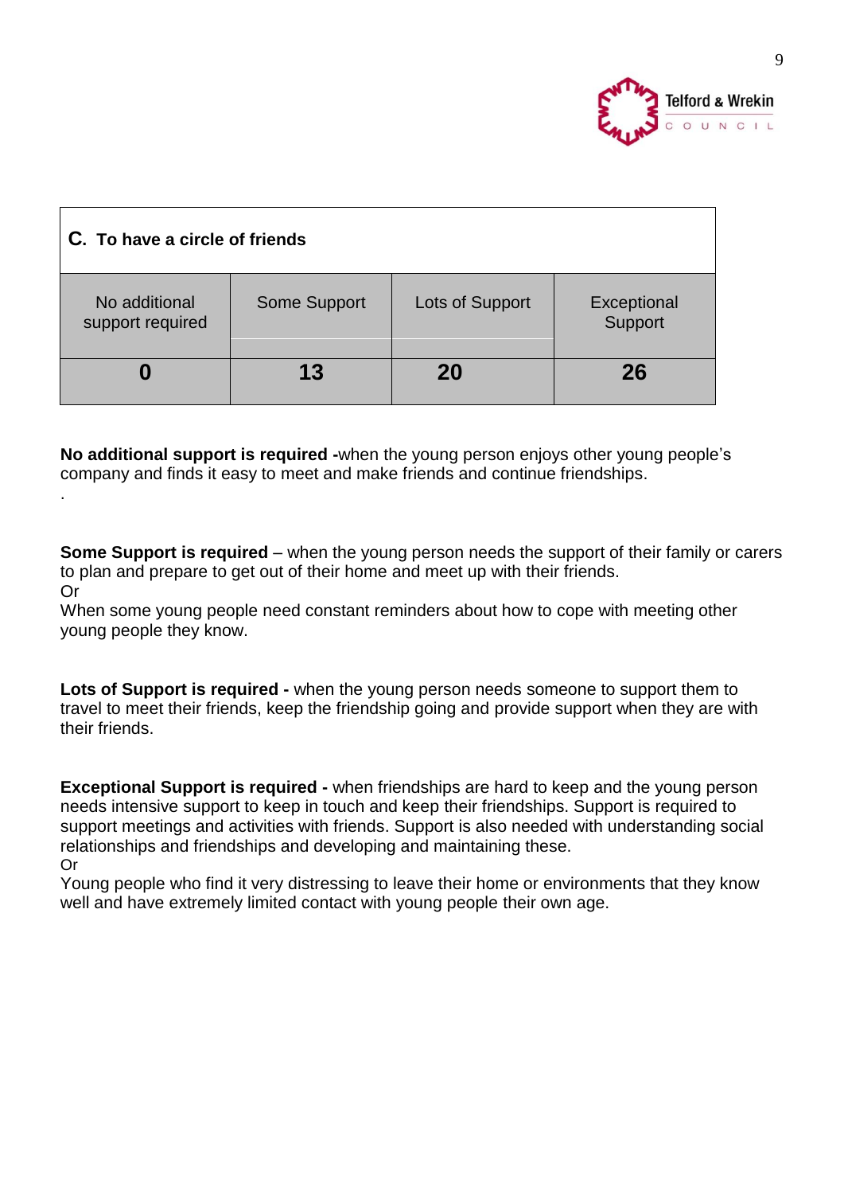| C. To have a circle of friends | | | |
|---|---|---|---|
| No additional support required | Some Support | Lots of Support | Exceptional Support |
| **0** | **13** | **20** | **26** |

**No additional support is required -**when the young person enjoys other young people's company and finds it easy to meet and make friends and continue friendships.

.

**Some Support is required** – when the young person needs the support of their family or carers to plan and prepare to get out of their home and meet up with their friends.
Or
When some young people need constant reminders about how to cope with meeting other young people they know.

**Lots of Support is required -** when the young person needs someone to support them to travel to meet their friends, keep the friendship going and provide support when they are with their friends.

**Exceptional Support is required -** when friendships are hard to keep and the young person needs intensive support to keep in touch and keep their friendships. Support is required to support meetings and activities with friends. Support is also needed with understanding social relationships and friendships and developing and maintaining these.
Or
Young people who find it very distressing to leave their home or environments that they know well and have extremely limited contact with young people their own age.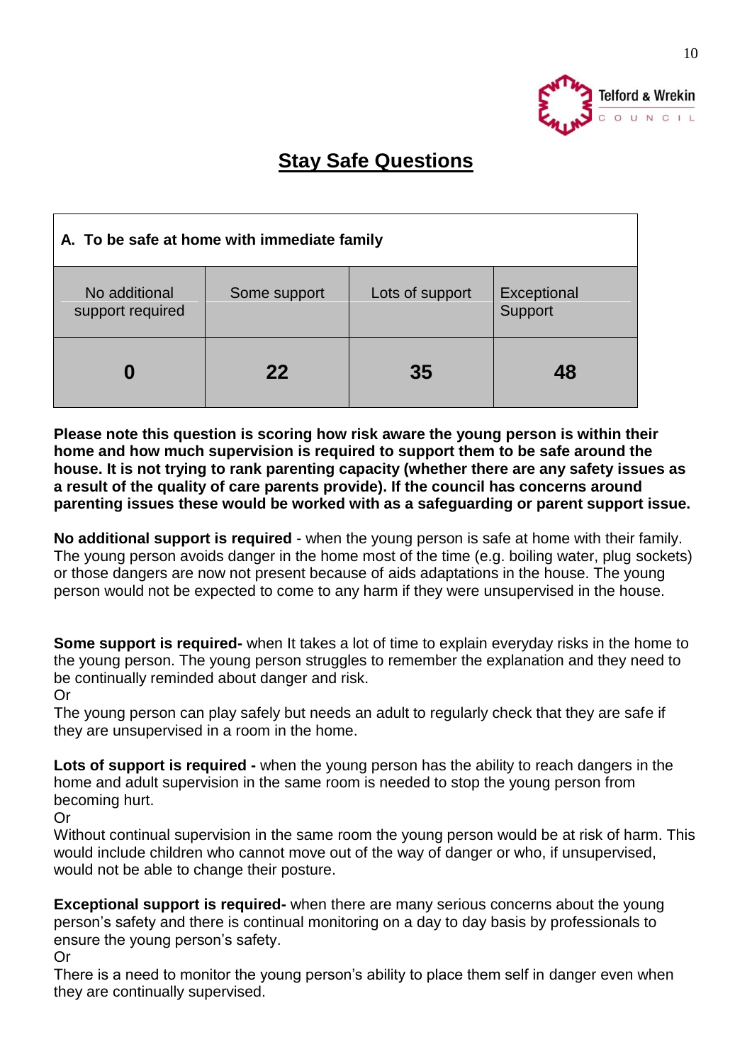# Stay Safe Questions

| A. To be safe at home with immediate family | | | |
|---|---|---|---|
| No additional support required | Some support | Lots of support | Exceptional Support |
| **0** | **22** | **35** | **48** |

**Please note this question is scoring how risk aware the young person is within their home and how much supervision is required to support them to be safe around the house. It is not trying to rank parenting capacity (whether there are any safety issues as a result of the quality of care parents provide). If the council has concerns around parenting issues these would be worked with as a safeguarding or parent support issue.**

**No additional support is required** - when the young person is safe at home with their family. The young person avoids danger in the home most of the time (e.g. boiling water, plug sockets) or those dangers are now not present because of aids adaptations in the house. The young person would not be expected to come to any harm if they were unsupervised in the house.

**Some support is required-** when It takes a lot of time to explain everyday risks in the home to the young person. The young person struggles to remember the explanation and they need to be continually reminded about danger and risk.
Or
The young person can play safely but needs an adult to regularly check that they are safe if they are unsupervised in a room in the home.

**Lots of support is required -** when the young person has the ability to reach dangers in the home and adult supervision in the same room is needed to stop the young person from becoming hurt.
Or
Without continual supervision in the same room the young person would be at risk of harm. This would include children who cannot move out of the way of danger or who, if unsupervised, would not be able to change their posture.

**Exceptional support is required-** when there are many serious concerns about the young person's safety and there is continual monitoring on a day to day basis by professionals to ensure the young person's safety.
Or
There is a need to monitor the young person's ability to place them self in danger even when they are continually supervised.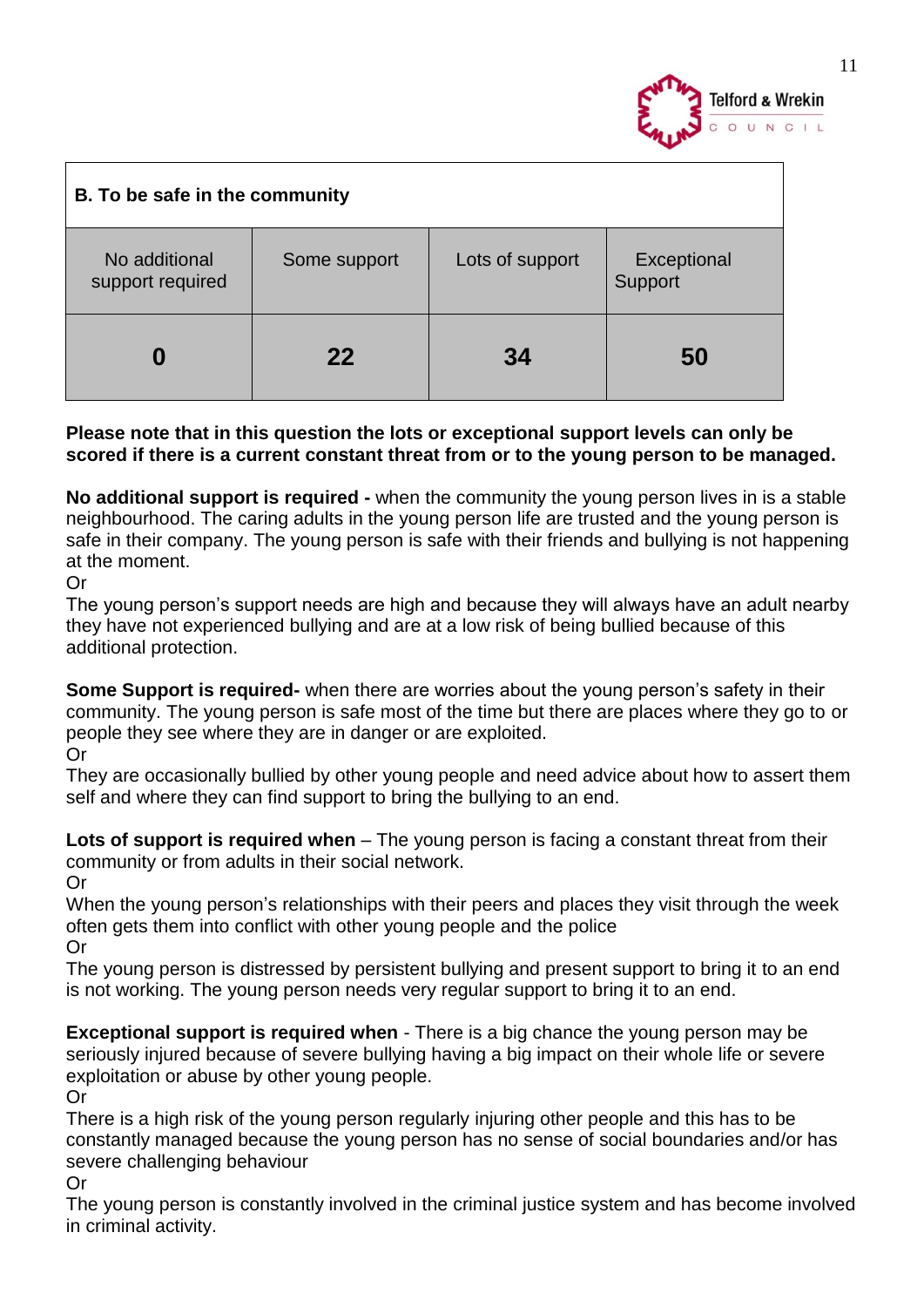| B. To be safe in the community | | | |
|---|---|---|---|
| No additional support required | Some support | Lots of support | Exceptional Support |
| **0** | **22** | **34** | **50** |

**Please note that in this question the lots or exceptional support levels can only be scored if there is a current constant threat from or to the young person to be managed.**

**No additional support is required -** when the community the young person lives in is a stable neighbourhood. The caring adults in the young person life are trusted and the young person is safe in their company. The young person is safe with their friends and bullying is not happening at the moment.
Or
The young person's support needs are high and because they will always have an adult nearby they have not experienced bullying and are at a low risk of being bullied because of this additional protection.

**Some Support is required-** when there are worries about the young person's safety in their community. The young person is safe most of the time but there are places where they go to or people they see where they are in danger or are exploited.
Or
They are occasionally bullied by other young people and need advice about how to assert them self and where they can find support to bring the bullying to an end.

**Lots of support is required when** – The young person is facing a constant threat from their community or from adults in their social network.
Or
When the young person's relationships with their peers and places they visit through the week often gets them into conflict with other young people and the police
Or
The young person is distressed by persistent bullying and present support to bring it to an end is not working. The young person needs very regular support to bring it to an end.

**Exceptional support is required when** - There is a big chance the young person may be seriously injured because of severe bullying having a big impact on their whole life or severe exploitation or abuse by other young people.
Or
There is a high risk of the young person regularly injuring other people and this has to be constantly managed because the young person has no sense of social boundaries and/or has severe challenging behaviour
Or
The young person is constantly involved in the criminal justice system and has become involved in criminal activity.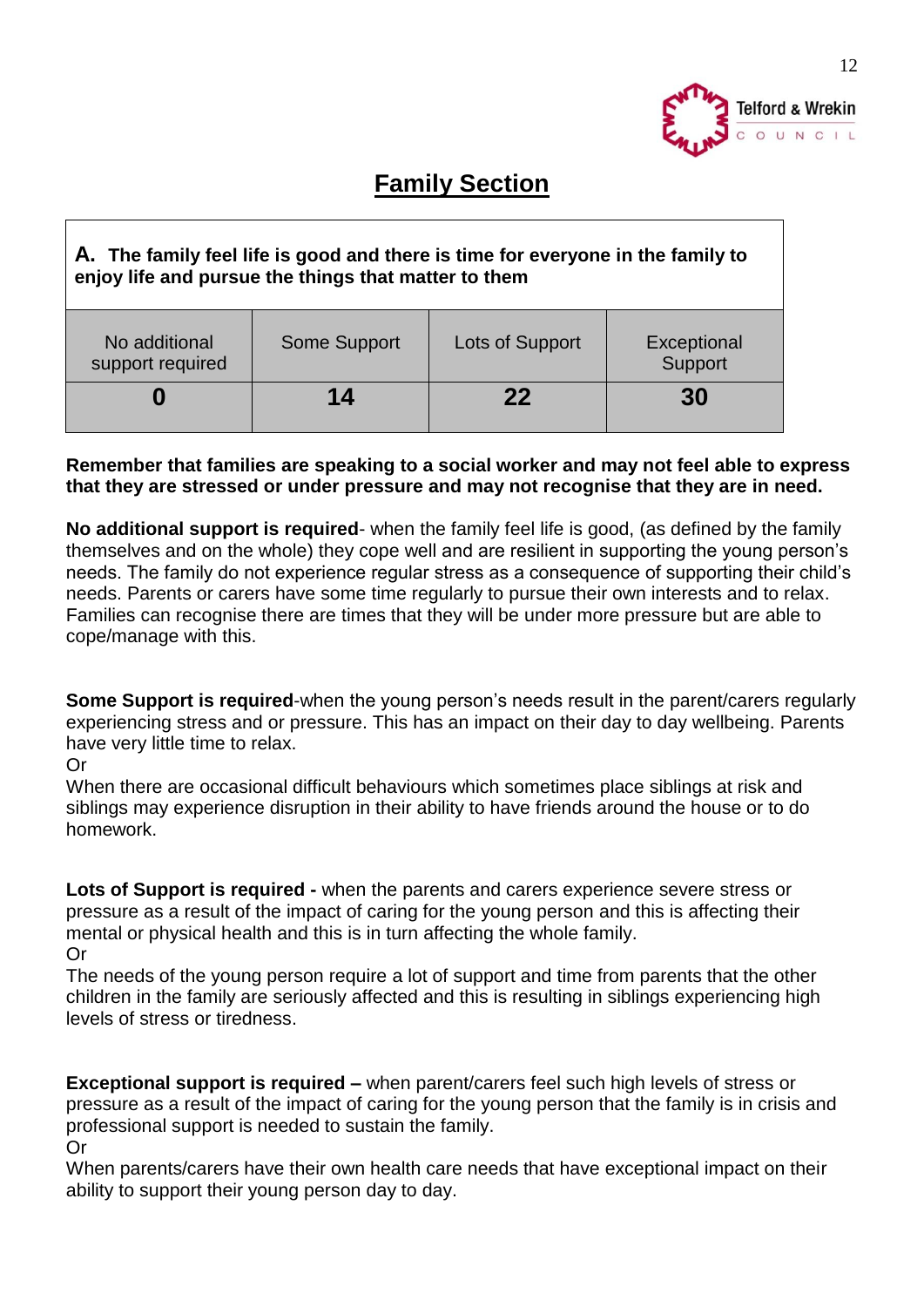# Family Section

| **A. The family feel life is good and there is time for everyone in the family to enjoy life and pursue the things that matter to them** | | | |
|---|---|---|---|
| No additional support required | Some Support | Lots of Support | Exceptional Support |
| **0** | **14** | **22** | **30** |

**Remember that families are speaking to a social worker and may not feel able to express that they are stressed or under pressure and may not recognise that they are in need.**

**No additional support is required**- when the family feel life is good, (as defined by the family themselves and on the whole) they cope well and are resilient in supporting the young person's needs. The family do not experience regular stress as a consequence of supporting their child's needs. Parents or carers have some time regularly to pursue their own interests and to relax. Families can recognise there are times that they will be under more pressure but are able to cope/manage with this.

**Some Support is required**-when the young person's needs result in the parent/carers regularly experiencing stress and or pressure. This has an impact on their day to day wellbeing. Parents have very little time to relax.

Or

When there are occasional difficult behaviours which sometimes place siblings at risk and siblings may experience disruption in their ability to have friends around the house or to do homework.

**Lots of Support is required -** when the parents and carers experience severe stress or pressure as a result of the impact of caring for the young person and this is affecting their mental or physical health and this is in turn affecting the whole family.

Or

The needs of the young person require a lot of support and time from parents that the other children in the family are seriously affected and this is resulting in siblings experiencing high levels of stress or tiredness.

**Exceptional support is required –** when parent/carers feel such high levels of stress or pressure as a result of the impact of caring for the young person that the family is in crisis and professional support is needed to sustain the family.

Or

When parents/carers have their own health care needs that have exceptional impact on their ability to support their young person day to day.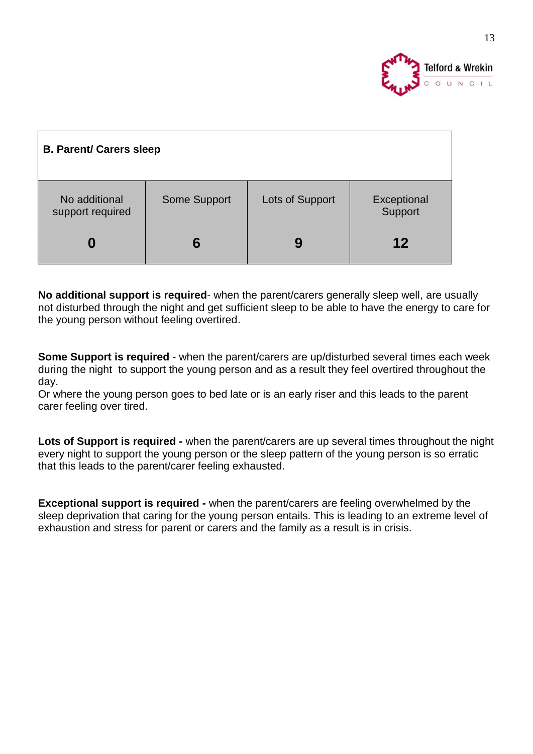| **B. Parent/ Carers sleep** | | | |
|---|---|---|---|
| No additional support required | Some Support | Lots of Support | Exceptional Support |
| **0** | **6** | **9** | **12** |

**No additional support is required**- when the parent/carers generally sleep well, are usually not disturbed through the night and get sufficient sleep to be able to have the energy to care for the young person without feeling overtired.

**Some Support is required** - when the parent/carers are up/disturbed several times each week during the night to support the young person and as a result they feel overtired throughout the day.
Or where the young person goes to bed late or is an early riser and this leads to the parent carer feeling over tired.

**Lots of Support is required -** when the parent/carers are up several times throughout the night every night to support the young person or the sleep pattern of the young person is so erratic that this leads to the parent/carer feeling exhausted.

**Exceptional support is required -** when the parent/carers are feeling overwhelmed by the sleep deprivation that caring for the young person entails. This is leading to an extreme level of exhaustion and stress for parent or carers and the family as a result is in crisis.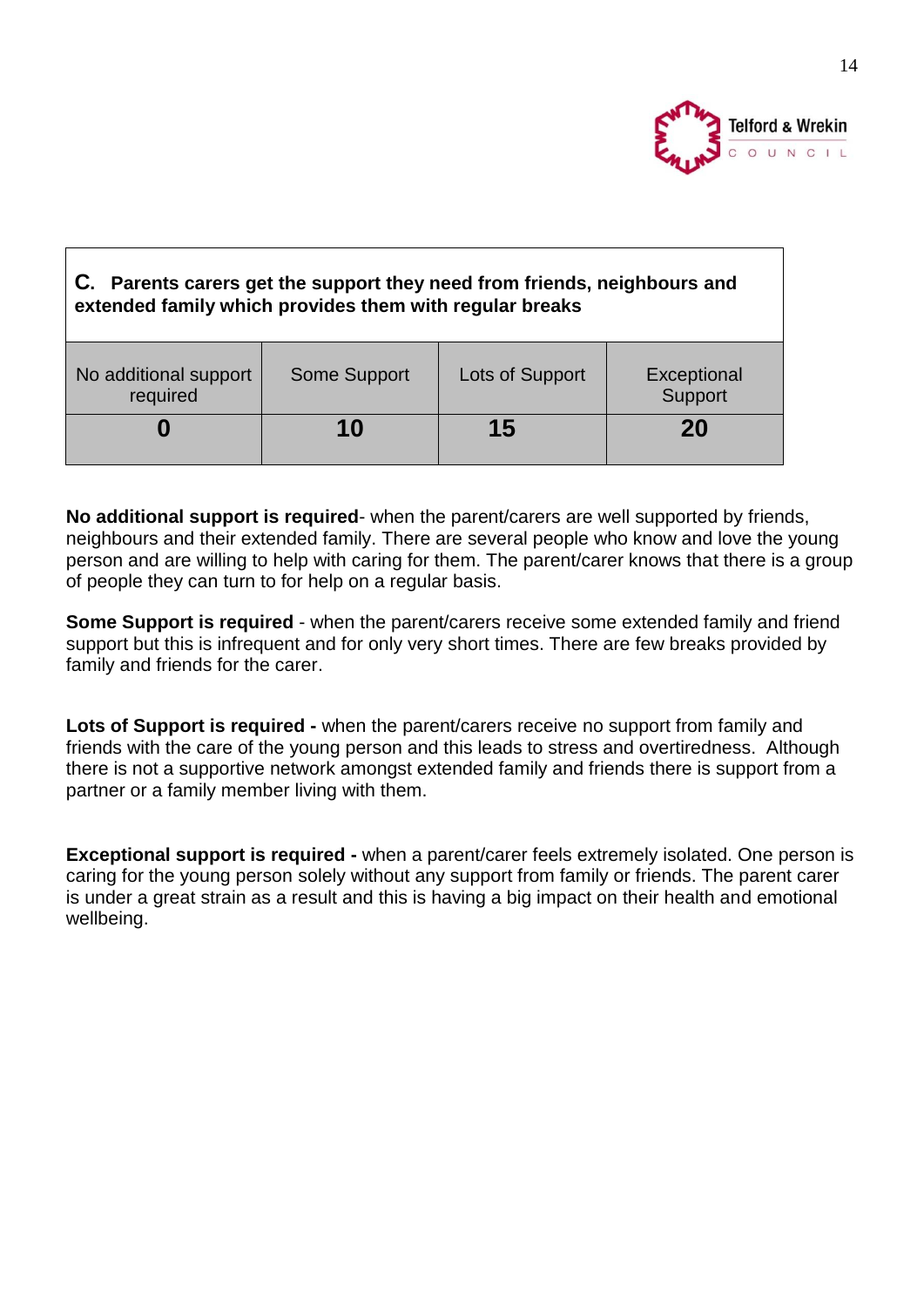| **C. Parents carers get the support they need from friends, neighbours and extended family which provides them with regular breaks** | | | |
|---|---|---|---|
| No additional support required | Some Support | Lots of Support | Exceptional Support |
| **0** | **10** | **15** | **20** |

**No additional support is required**- when the parent/carers are well supported by friends, neighbours and their extended family. There are several people who know and love the young person and are willing to help with caring for them. The parent/carer knows that there is a group of people they can turn to for help on a regular basis.

**Some Support is required** - when the parent/carers receive some extended family and friend support but this is infrequent and for only very short times. There are few breaks provided by family and friends for the carer.

**Lots of Support is required -** when the parent/carers receive no support from family and friends with the care of the young person and this leads to stress and overtiredness. Although there is not a supportive network amongst extended family and friends there is support from a partner or a family member living with them.

**Exceptional support is required -** when a parent/carer feels extremely isolated. One person is caring for the young person solely without any support from family or friends. The parent carer is under a great strain as a result and this is having a big impact on their health and emotional wellbeing.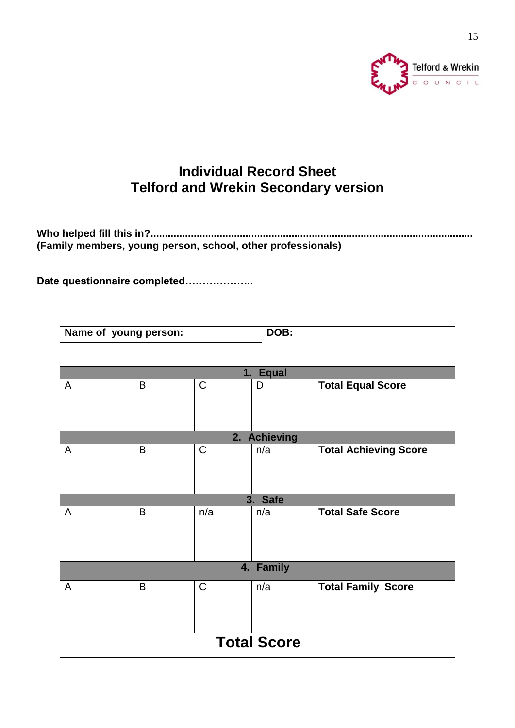Telford & Wrekin COUNCIL

# Individual Record Sheet
# Telford and Wrekin Secondary version

**Who helped fill this in?..............................................................................................................**
**(Family members, young person, school, other professionals)**

**Date questionnaire completed………………..**

| **Name of young person:** | | | **DOB:** | |
|---|---|---|---|---|
| | | | | |
| **1. Equal** | | | | |
| A | B | C | D | **Total Equal Score** |
| **2. Achieving** | | | | |
| A | B | C | n/a | **Total Achieving Score** |
| **3. Safe** | | | | |
| A | B | n/a | n/a | **Total Safe Score** |
| **4. Family** | | | | |
| A | B | C | n/a | **Total Family Score** |
| **Total Score** | | | | |